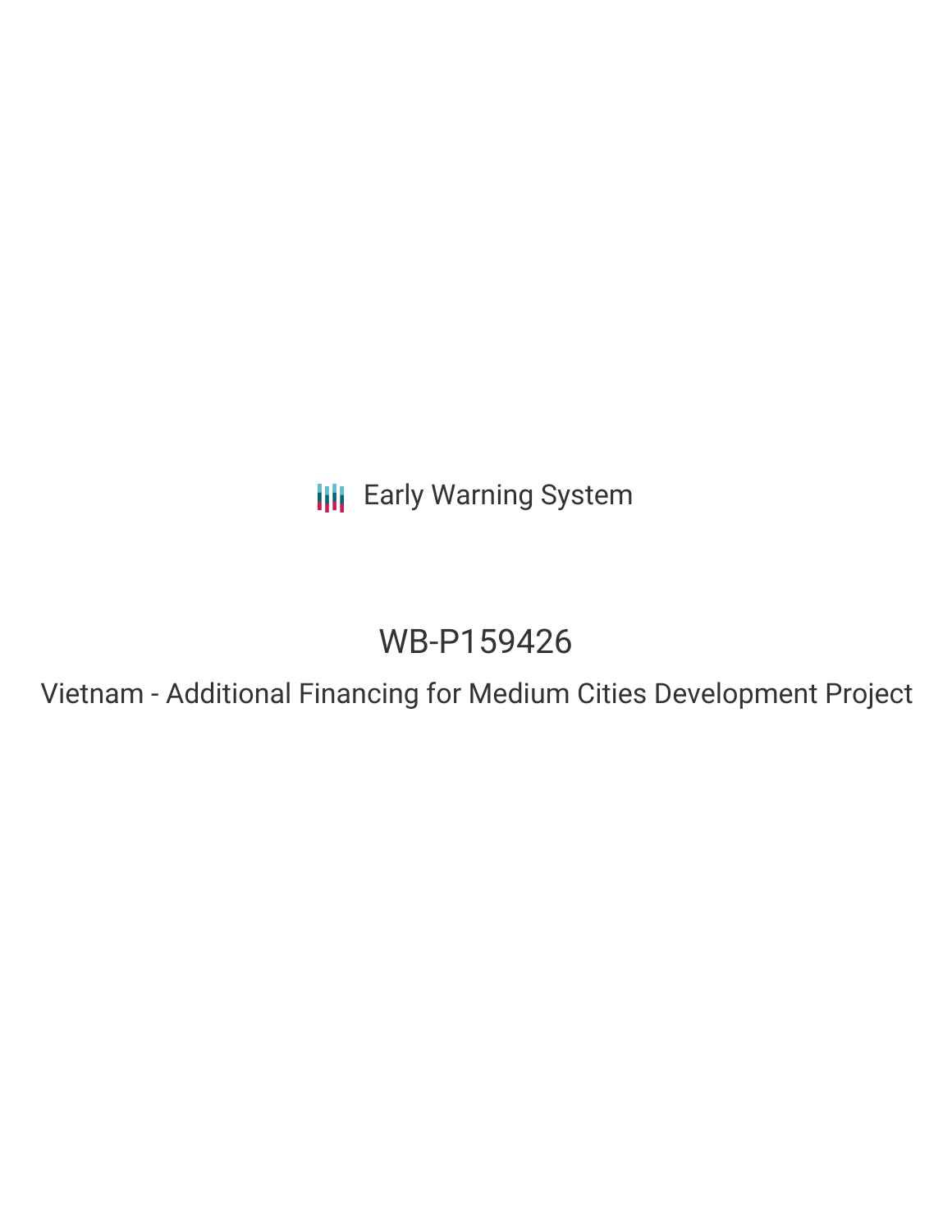Early Warning System

# WB-P159426

Vietnam - Additional Financing for Medium Cities Development Project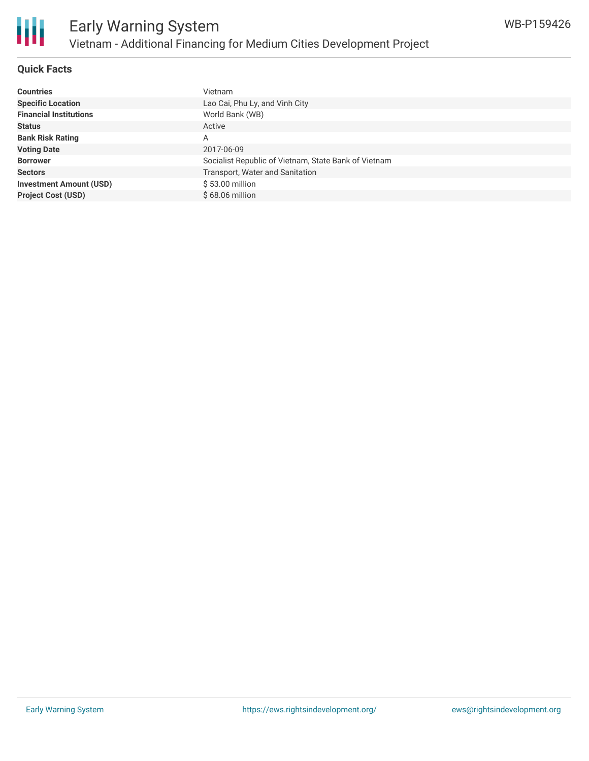## Quick Facts

| | |
|---|---|
| **Countries** | Vietnam |
| **Specific Location** | Lao Cai, Phu Ly, and Vinh City |
| **Financial Institutions** | World Bank (WB) |
| **Status** | Active |
| **Bank Risk Rating** | A |
| **Voting Date** | 2017-06-09 |
| **Borrower** | Socialist Republic of Vietnam, State Bank of Vietnam |
| **Sectors** | Transport, Water and Sanitation |
| **Investment Amount (USD)** | $ 53.00 million |
| **Project Cost (USD)** | $ 68.06 million |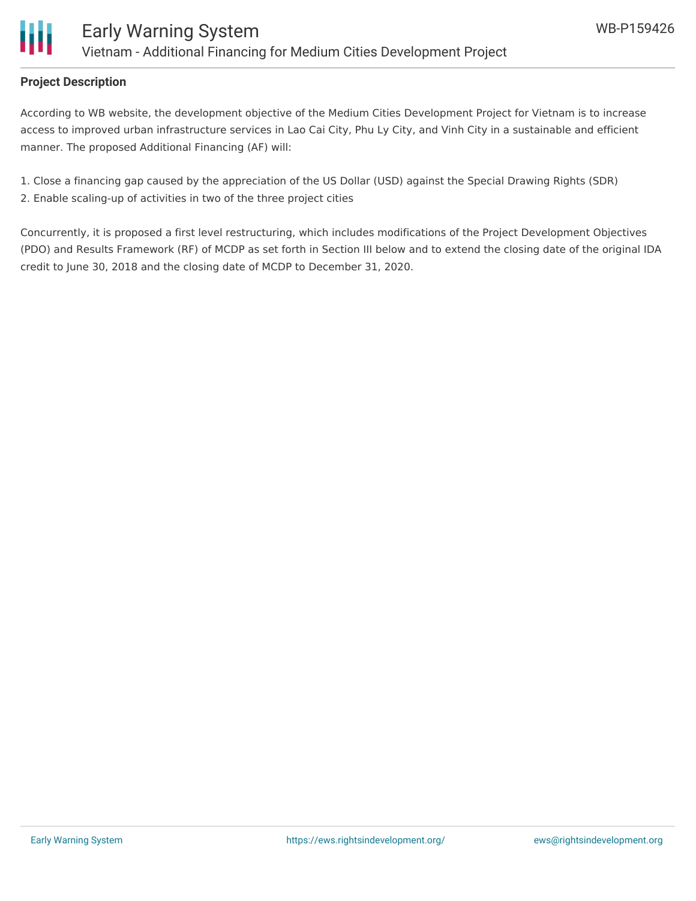## Project Description

According to WB website, the development objective of the Medium Cities Development Project for Vietnam is to increase access to improved urban infrastructure services in Lao Cai City, Phu Ly City, and Vinh City in a sustainable and efficient manner. The proposed Additional Financing (AF) will:

1. Close a financing gap caused by the appreciation of the US Dollar (USD) against the Special Drawing Rights (SDR)
2. Enable scaling-up of activities in two of the three project cities

Concurrently, it is proposed a first level restructuring, which includes modifications of the Project Development Objectives (PDO) and Results Framework (RF) of MCDP as set forth in Section III below and to extend the closing date of the original IDA credit to June 30, 2018 and the closing date of MCDP to December 31, 2020.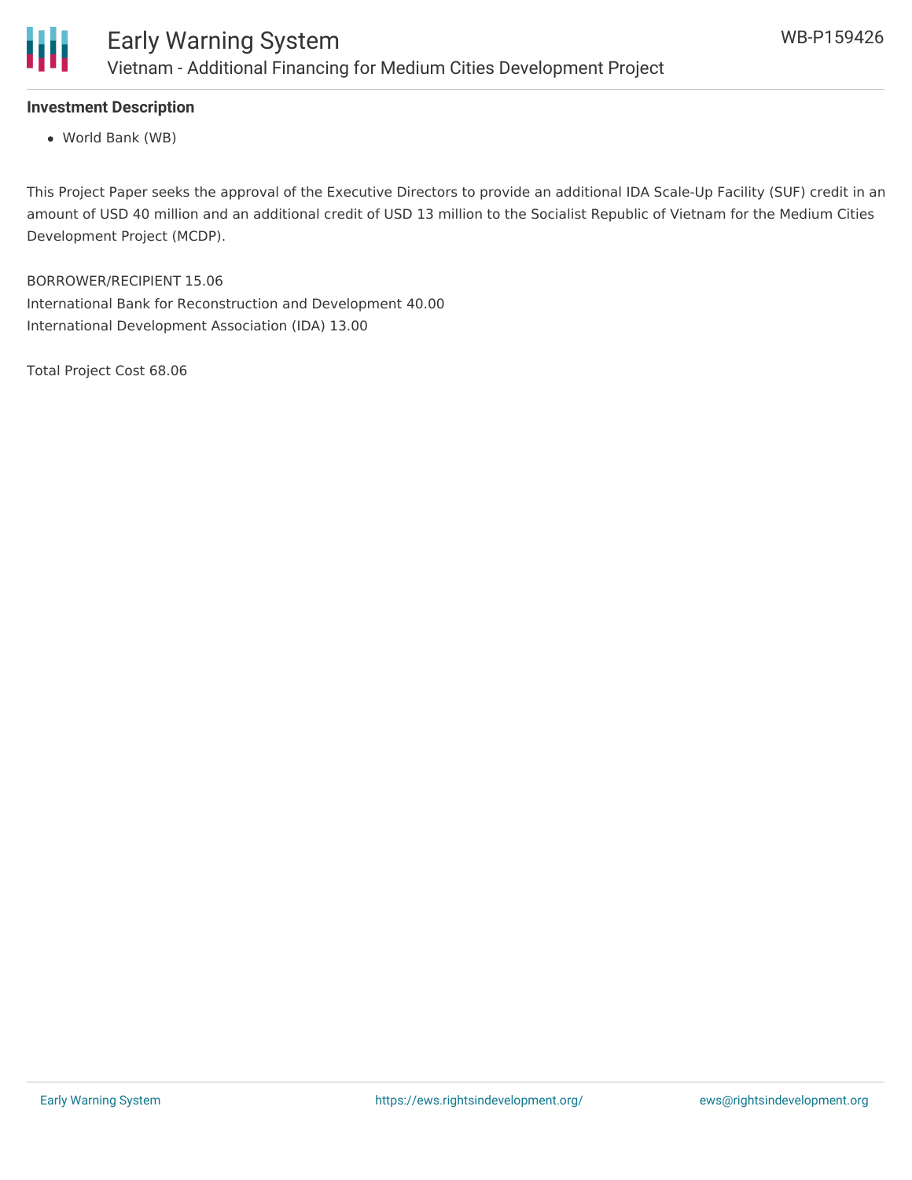**Investment Description**

- World Bank (WB)

This Project Paper seeks the approval of the Executive Directors to provide an additional IDA Scale-Up Facility (SUF) credit in an amount of USD 40 million and an additional credit of USD 13 million to the Socialist Republic of Vietnam for the Medium Cities Development Project (MCDP).

BORROWER/RECIPIENT 15.06
International Bank for Reconstruction and Development 40.00
International Development Association (IDA) 13.00

Total Project Cost 68.06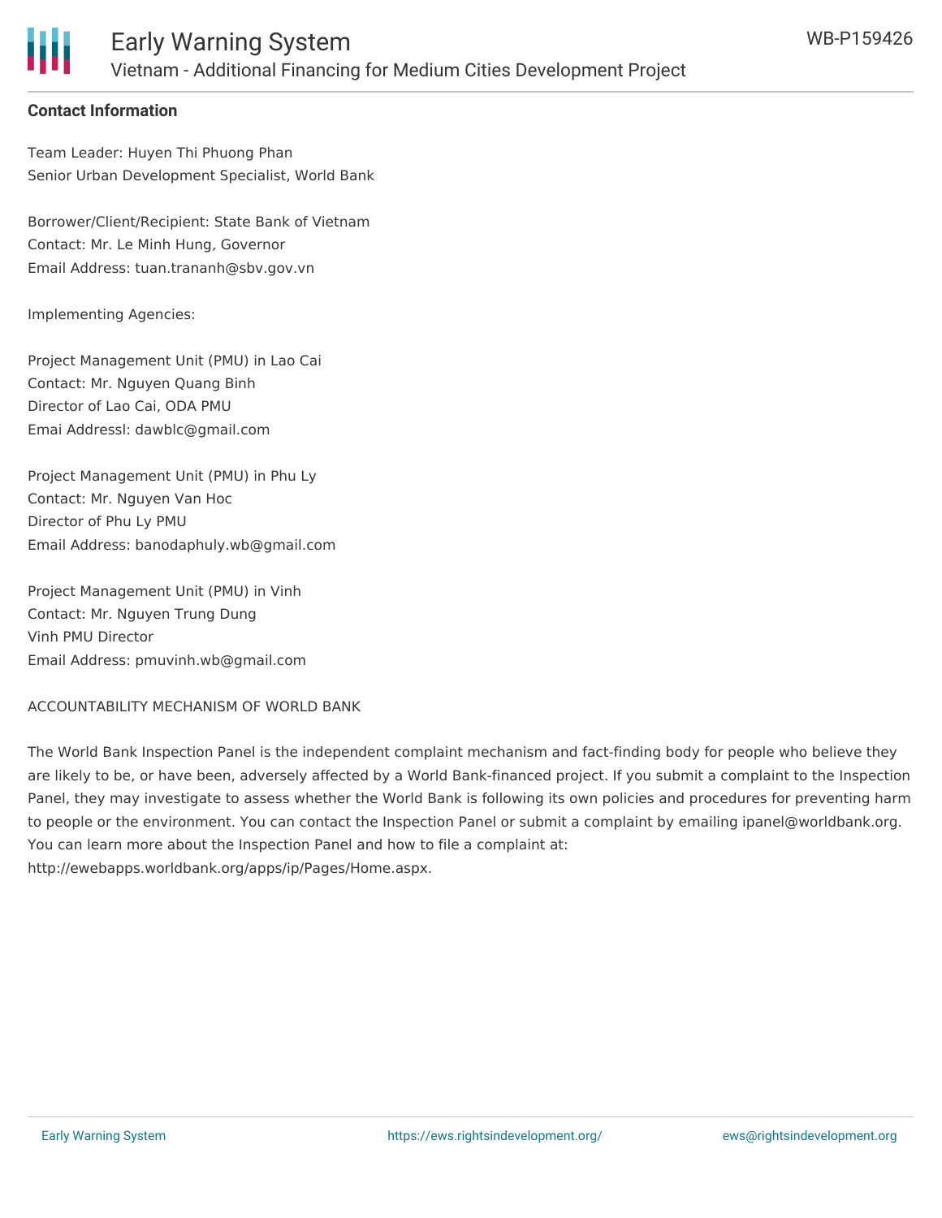## Contact Information

Team Leader: Huyen Thi Phuong Phan
Senior Urban Development Specialist, World Bank

Borrower/Client/Recipient: State Bank of Vietnam
Contact: Mr. Le Minh Hung, Governor
Email Address: tuan.trananh@sbv.gov.vn

Implementing Agencies:

Project Management Unit (PMU) in Lao Cai
Contact: Mr. Nguyen Quang Binh
Director of Lao Cai, ODA PMU
Emai Addressl: dawblc@gmail.com

Project Management Unit (PMU) in Phu Ly
Contact: Mr. Nguyen Van Hoc
Director of Phu Ly PMU
Email Address: banodaphuly.wb@gmail.com

Project Management Unit (PMU) in Vinh
Contact: Mr. Nguyen Trung Dung
Vinh PMU Director
Email Address: pmuvinh.wb@gmail.com

ACCOUNTABILITY MECHANISM OF WORLD BANK

The World Bank Inspection Panel is the independent complaint mechanism and fact-finding body for people who believe they are likely to be, or have been, adversely affected by a World Bank-financed project. If you submit a complaint to the Inspection Panel, they may investigate to assess whether the World Bank is following its own policies and procedures for preventing harm to people or the environment. You can contact the Inspection Panel or submit a complaint by emailing ipanel@worldbank.org. You can learn more about the Inspection Panel and how to file a complaint at: http://ewebapps.worldbank.org/apps/ip/Pages/Home.aspx.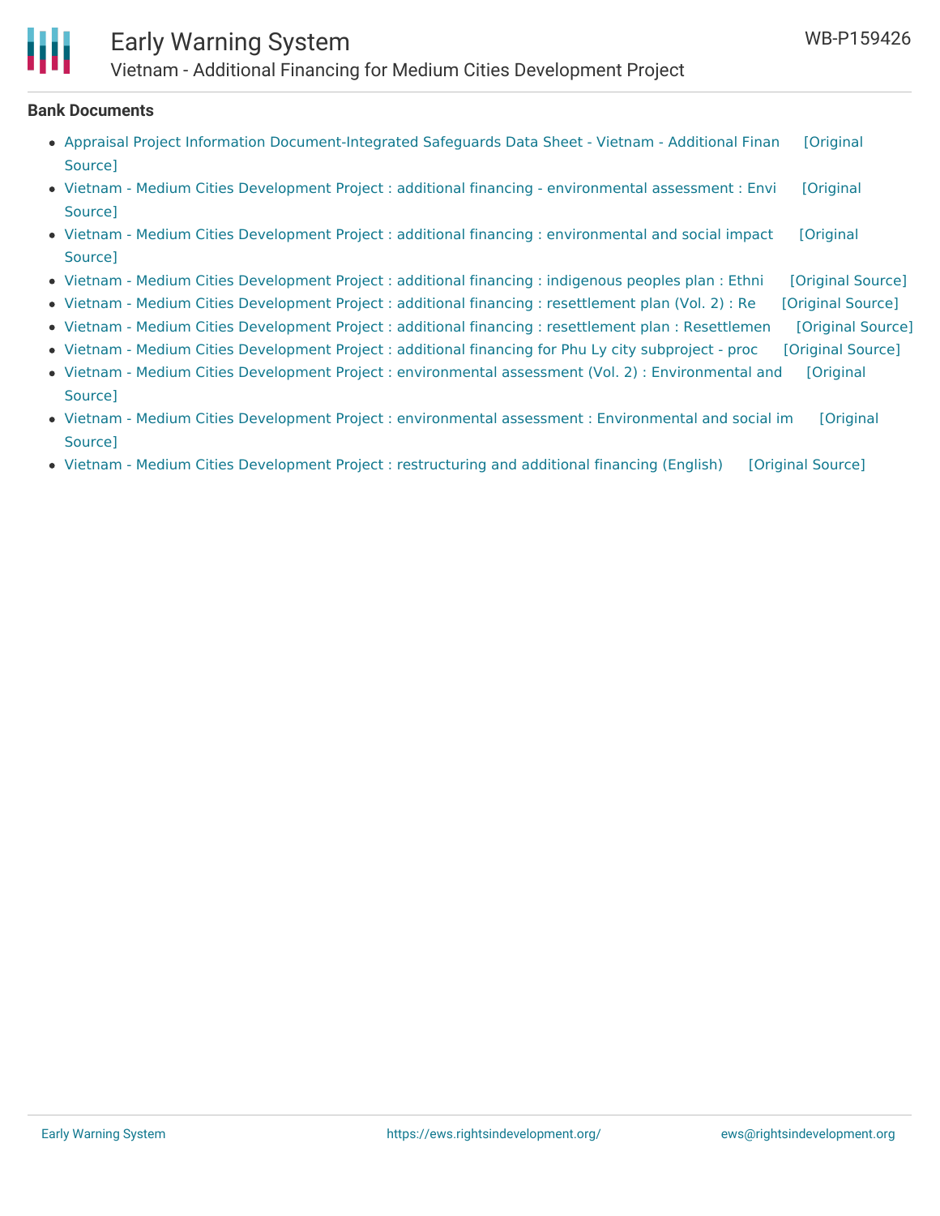## Bank Documents

- Appraisal Project Information Document-Integrated Safeguards Data Sheet - Vietnam - Additional Finan [Original Source]
- Vietnam - Medium Cities Development Project : additional financing - environmental assessment : Envi [Original Source]
- Vietnam - Medium Cities Development Project : additional financing : environmental and social impact [Original Source]
- Vietnam - Medium Cities Development Project : additional financing : indigenous peoples plan : Ethni [Original Source]
- Vietnam - Medium Cities Development Project : additional financing : resettlement plan (Vol. 2) : Re [Original Source]
- Vietnam - Medium Cities Development Project : additional financing : resettlement plan : Resettlemen [Original Source]
- Vietnam - Medium Cities Development Project : additional financing for Phu Ly city subproject - proc [Original Source]
- Vietnam - Medium Cities Development Project : environmental assessment (Vol. 2) : Environmental and [Original Source]
- Vietnam - Medium Cities Development Project : environmental assessment : Environmental and social im [Original Source]
- Vietnam - Medium Cities Development Project : restructuring and additional financing (English) [Original Source]